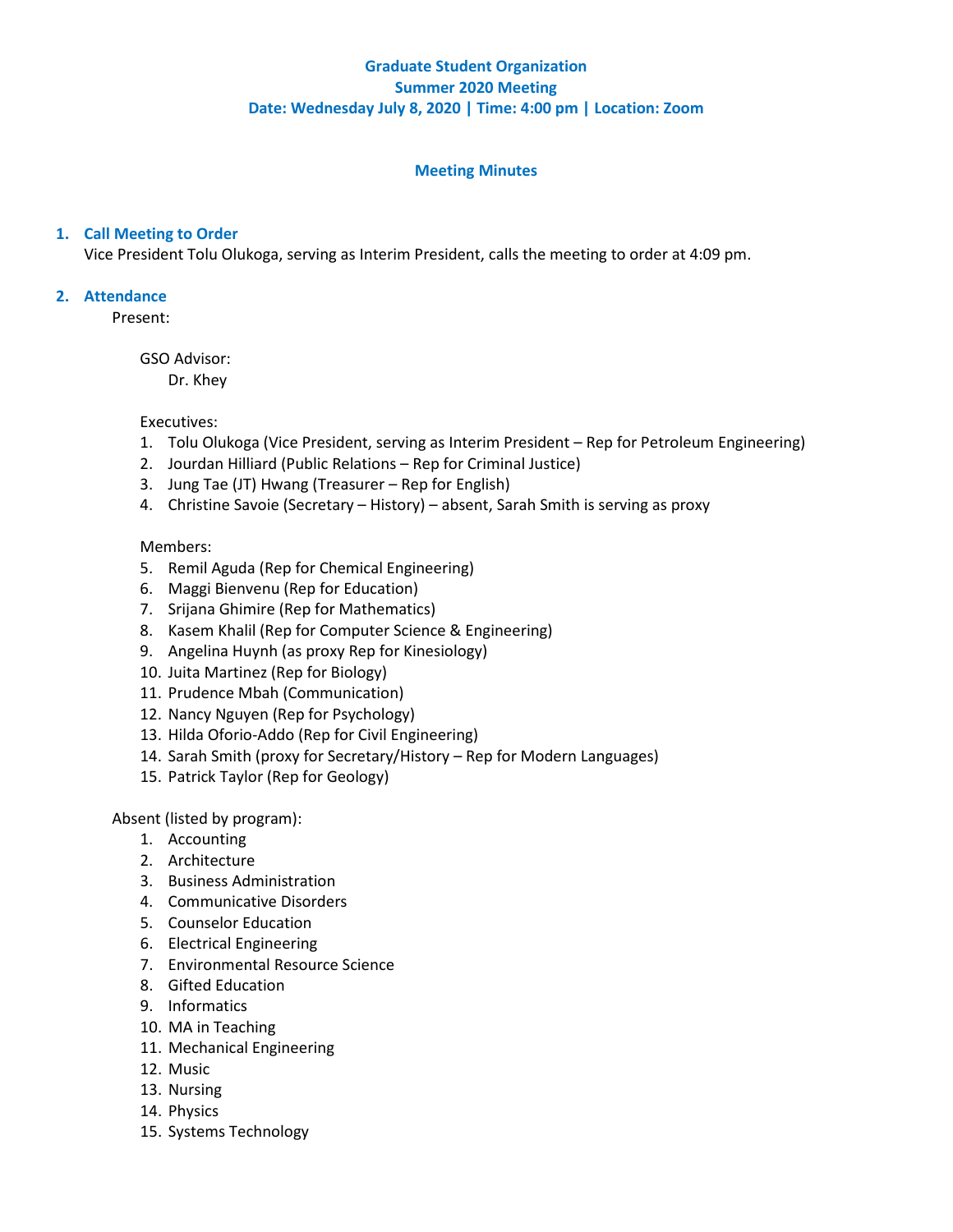# Graduate Student Organization
## Summer 2020 Meeting
### Date: Wednesday July 8, 2020 | Time: 4:00 pm | Location: Zoom

## Meeting Minutes

### 1. Call Meeting to Order

Vice President Tolu Olukoga, serving as Interim President, calls the meeting to order at 4:09 pm.

### 2. Attendance

Present:

GSO Advisor:
Dr. Khey

Executives:
1. Tolu Olukoga (Vice President, serving as Interim President – Rep for Petroleum Engineering)
2. Jourdan Hilliard (Public Relations – Rep for Criminal Justice)
3. Jung Tae (JT) Hwang (Treasurer – Rep for English)
4. Christine Savoie (Secretary – History) – absent, Sarah Smith is serving as proxy

Members:

5. Remil Aguda (Rep for Chemical Engineering)
6. Maggi Bienvenu (Rep for Education)
7. Srijana Ghimire (Rep for Mathematics)
8. Kasem Khalil (Rep for Computer Science & Engineering)
9. Angelina Huynh (as proxy Rep for Kinesiology)
10. Juita Martinez (Rep for Biology)
11. Prudence Mbah (Communication)
12. Nancy Nguyen (Rep for Psychology)
13. Hilda Oforio-Addo (Rep for Civil Engineering)
14. Sarah Smith (proxy for Secretary/History – Rep for Modern Languages)
15. Patrick Taylor (Rep for Geology)

Absent (listed by program):
1. Accounting
2. Architecture
3. Business Administration
4. Communicative Disorders
5. Counselor Education
6. Electrical Engineering
7. Environmental Resource Science
8. Gifted Education
9. Informatics
10. MA in Teaching
11. Mechanical Engineering
12. Music
13. Nursing
14. Physics
15. Systems Technology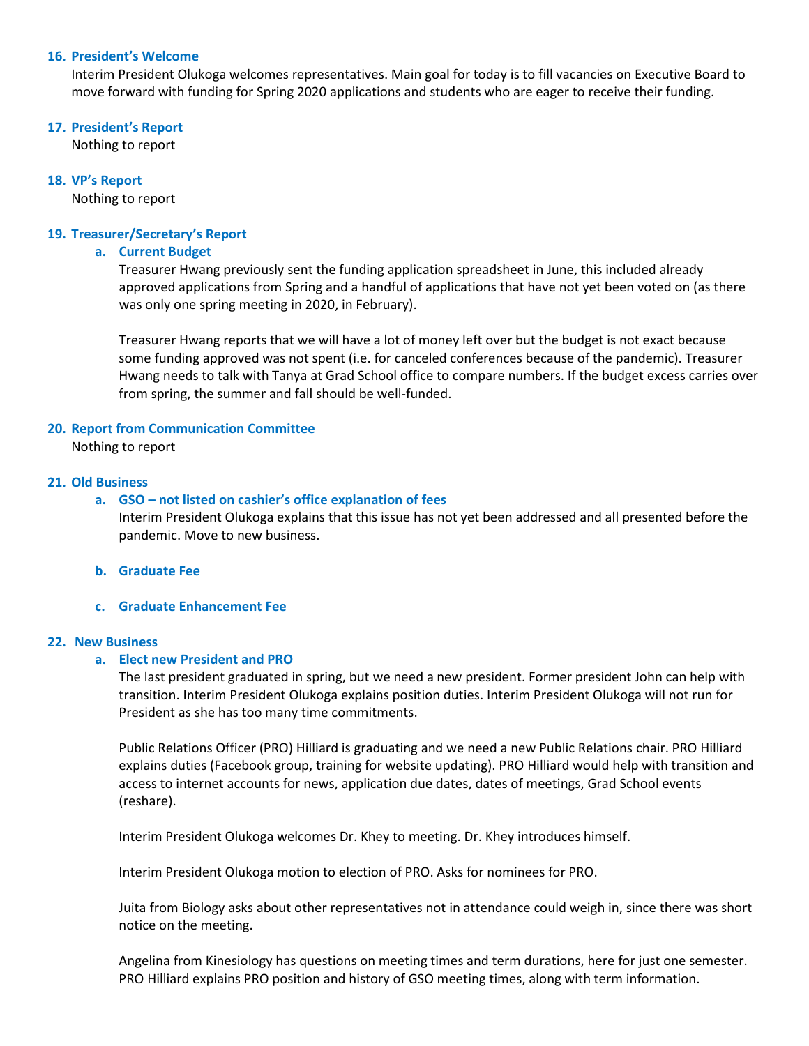## 16. President's Welcome

Interim President Olukoga welcomes representatives. Main goal for today is to fill vacancies on Executive Board to move forward with funding for Spring 2020 applications and students who are eager to receive their funding.

## 17. President's Report

Nothing to report

## 18. VP's Report

Nothing to report

## 19. Treasurer/Secretary's Report

### a. Current Budget

Treasurer Hwang previously sent the funding application spreadsheet in June, this included already approved applications from Spring and a handful of applications that have not yet been voted on (as there was only one spring meeting in 2020, in February).

Treasurer Hwang reports that we will have a lot of money left over but the budget is not exact because some funding approved was not spent (i.e. for canceled conferences because of the pandemic). Treasurer Hwang needs to talk with Tanya at Grad School office to compare numbers. If the budget excess carries over from spring, the summer and fall should be well-funded.

## 20. Report from Communication Committee

Nothing to report

## 21. Old Business

### a. GSO – not listed on cashier's office explanation of fees

Interim President Olukoga explains that this issue has not yet been addressed and all presented before the pandemic. Move to new business.

### b. Graduate Fee

### c. Graduate Enhancement Fee

## 22. New Business

### a. Elect new President and PRO

The last president graduated in spring, but we need a new president. Former president John can help with transition. Interim President Olukoga explains position duties. Interim President Olukoga will not run for President as she has too many time commitments.

Public Relations Officer (PRO) Hilliard is graduating and we need a new Public Relations chair. PRO Hilliard explains duties (Facebook group, training for website updating). PRO Hilliard would help with transition and access to internet accounts for news, application due dates, dates of meetings, Grad School events (reshare).

Interim President Olukoga welcomes Dr. Khey to meeting. Dr. Khey introduces himself.

Interim President Olukoga motion to election of PRO. Asks for nominees for PRO.

Juita from Biology asks about other representatives not in attendance could weigh in, since there was short notice on the meeting.

Angelina from Kinesiology has questions on meeting times and term durations, here for just one semester. PRO Hilliard explains PRO position and history of GSO meeting times, along with term information.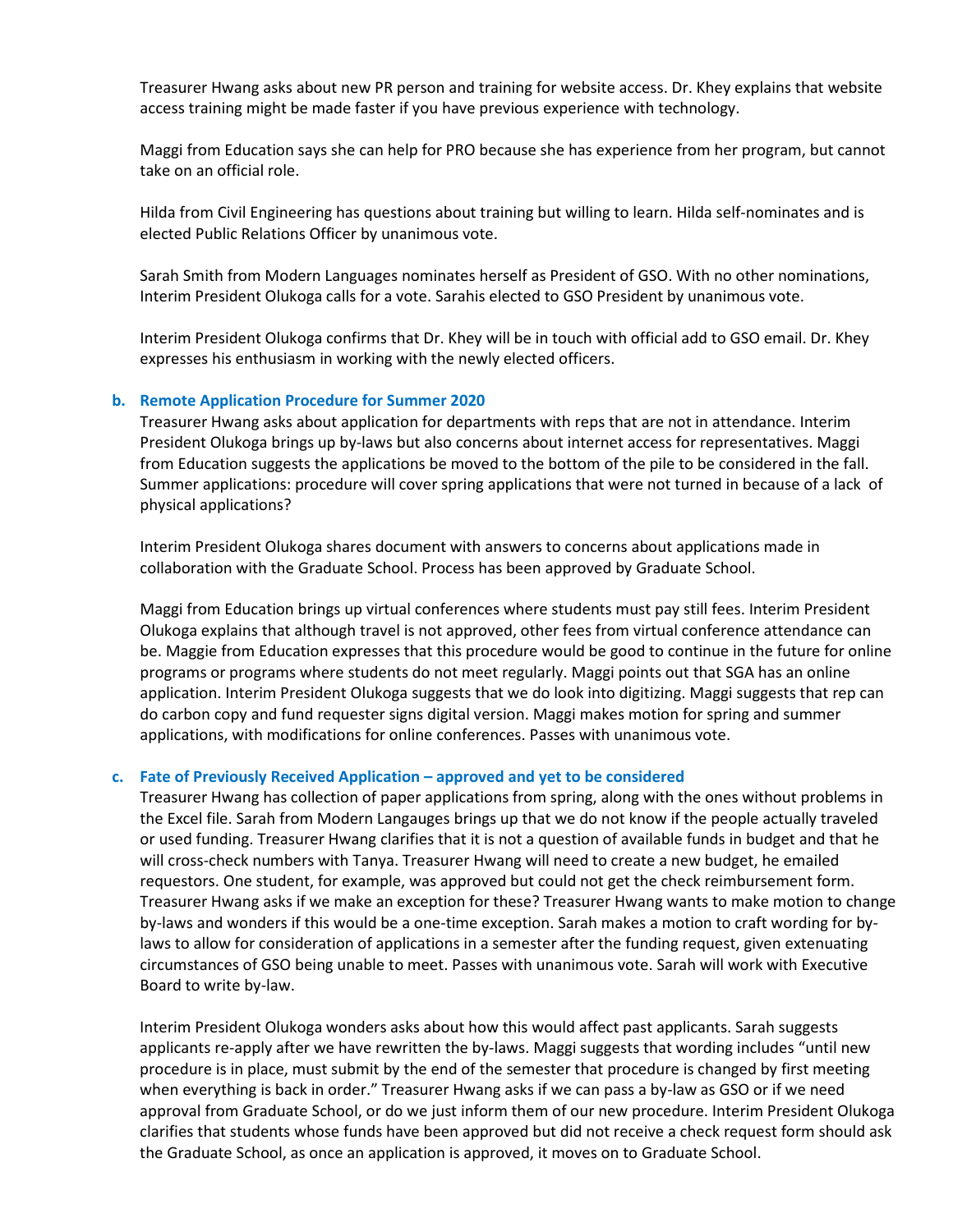Treasurer Hwang asks about new PR person and training for website access. Dr. Khey explains that website access training might be made faster if you have previous experience with technology.

Maggi from Education says she can help for PRO because she has experience from her program, but cannot take on an official role.

Hilda from Civil Engineering has questions about training but willing to learn. Hilda self-nominates and is elected Public Relations Officer by unanimous vote.

Sarah Smith from Modern Languages nominates herself as President of GSO. With no other nominations, Interim President Olukoga calls for a vote. Sarahis elected to GSO President by unanimous vote.

Interim President Olukoga confirms that Dr. Khey will be in touch with official add to GSO email. Dr. Khey expresses his enthusiasm in working with the newly elected officers.

### b. Remote Application Procedure for Summer 2020

Treasurer Hwang asks about application for departments with reps that are not in attendance. Interim President Olukoga brings up by-laws but also concerns about internet access for representatives. Maggi from Education suggests the applications be moved to the bottom of the pile to be considered in the fall. Summer applications: procedure will cover spring applications that were not turned in because of a lack of physical applications?

Interim President Olukoga shares document with answers to concerns about applications made in collaboration with the Graduate School. Process has been approved by Graduate School.

Maggi from Education brings up virtual conferences where students must pay still fees. Interim President Olukoga explains that although travel is not approved, other fees from virtual conference attendance can be. Maggie from Education expresses that this procedure would be good to continue in the future for online programs or programs where students do not meet regularly. Maggi points out that SGA has an online application. Interim President Olukoga suggests that we do look into digitizing. Maggi suggests that rep can do carbon copy and fund requester signs digital version. Maggi makes motion for spring and summer applications, with modifications for online conferences. Passes with unanimous vote.

### c. Fate of Previously Received Application – approved and yet to be considered

Treasurer Hwang has collection of paper applications from spring, along with the ones without problems in the Excel file. Sarah from Modern Langauges brings up that we do not know if the people actually traveled or used funding. Treasurer Hwang clarifies that it is not a question of available funds in budget and that he will cross-check numbers with Tanya. Treasurer Hwang will need to create a new budget, he emailed requestors. One student, for example, was approved but could not get the check reimbursement form. Treasurer Hwang asks if we make an exception for these? Treasurer Hwang wants to make motion to change by-laws and wonders if this would be a one-time exception. Sarah makes a motion to craft wording for by-laws to allow for consideration of applications in a semester after the funding request, given extenuating circumstances of GSO being unable to meet. Passes with unanimous vote. Sarah will work with Executive Board to write by-law.

Interim President Olukoga wonders asks about how this would affect past applicants. Sarah suggests applicants re-apply after we have rewritten the by-laws. Maggi suggests that wording includes "until new procedure is in place, must submit by the end of the semester that procedure is changed by first meeting when everything is back in order." Treasurer Hwang asks if we can pass a by-law as GSO or if we need approval from Graduate School, or do we just inform them of our new procedure. Interim President Olukoga clarifies that students whose funds have been approved but did not receive a check request form should ask the Graduate School, as once an application is approved, it moves on to Graduate School.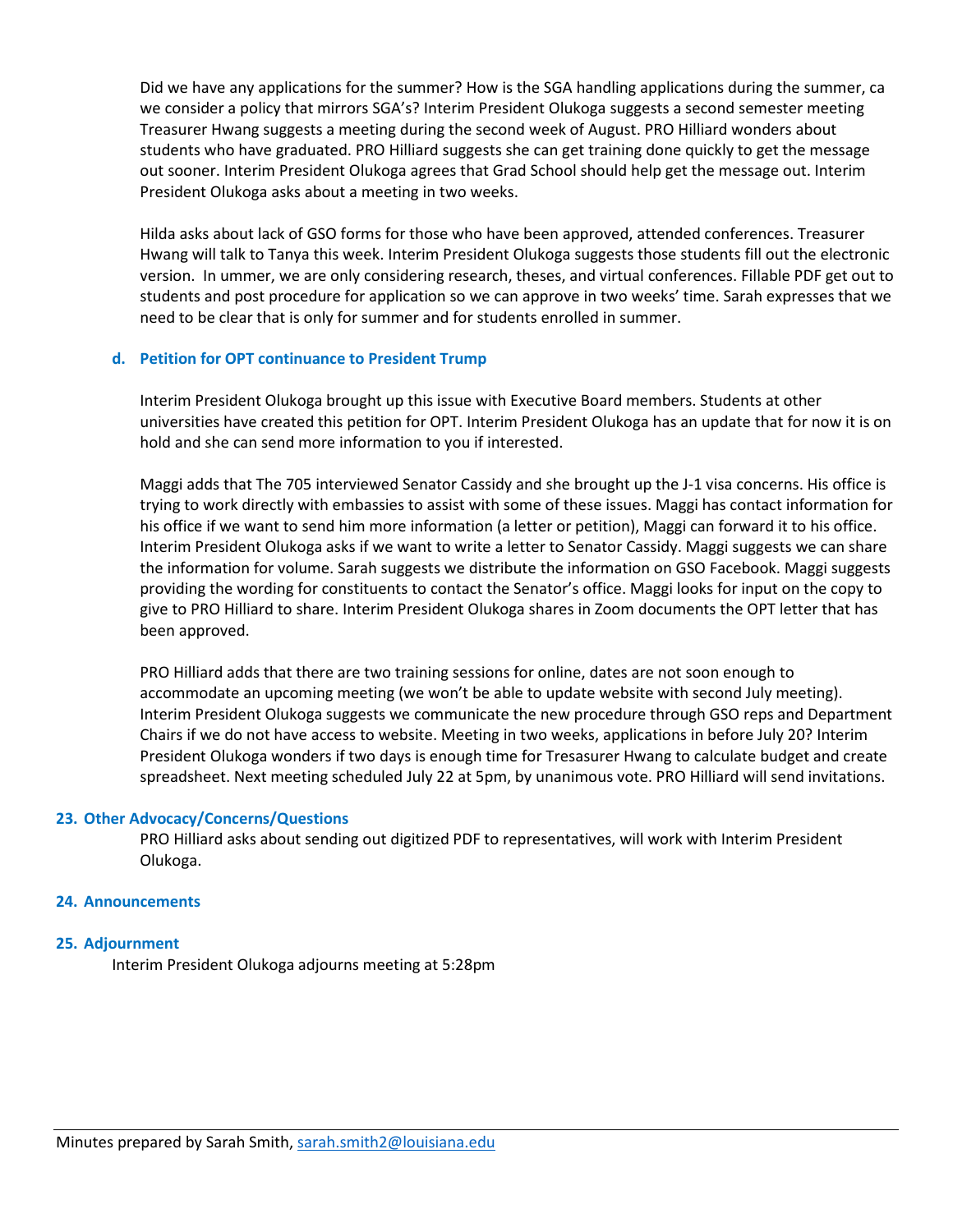Did we have any applications for the summer? How is the SGA handling applications during the summer, ca we consider a policy that mirrors SGA's? Interim President Olukoga suggests a second semester meeting Treasurer Hwang suggests a meeting during the second week of August. PRO Hilliard wonders about students who have graduated. PRO Hilliard suggests she can get training done quickly to get the message out sooner. Interim President Olukoga agrees that Grad School should help get the message out. Interim President Olukoga asks about a meeting in two weeks.

Hilda asks about lack of GSO forms for those who have been approved, attended conferences. Treasurer Hwang will talk to Tanya this week. Interim President Olukoga suggests those students fill out the electronic version. In ummer, we are only considering research, theses, and virtual conferences. Fillable PDF get out to students and post procedure for application so we can approve in two weeks' time. Sarah expresses that we need to be clear that is only for summer and for students enrolled in summer.

### d. Petition for OPT continuance to President Trump

Interim President Olukoga brought up this issue with Executive Board members. Students at other universities have created this petition for OPT. Interim President Olukoga has an update that for now it is on hold and she can send more information to you if interested.

Maggi adds that The 705 interviewed Senator Cassidy and she brought up the J-1 visa concerns. His office is trying to work directly with embassies to assist with some of these issues. Maggi has contact information for his office if we want to send him more information (a letter or petition), Maggi can forward it to his office. Interim President Olukoga asks if we want to write a letter to Senator Cassidy. Maggi suggests we can share the information for volume. Sarah suggests we distribute the information on GSO Facebook. Maggi suggests providing the wording for constituents to contact the Senator's office. Maggi looks for input on the copy to give to PRO Hilliard to share. Interim President Olukoga shares in Zoom documents the OPT letter that has been approved.

PRO Hilliard adds that there are two training sessions for online, dates are not soon enough to accommodate an upcoming meeting (we won't be able to update website with second July meeting). Interim President Olukoga suggests we communicate the new procedure through GSO reps and Department Chairs if we do not have access to website. Meeting in two weeks, applications in before July 20? Interim President Olukoga wonders if two days is enough time for Tresasurer Hwang to calculate budget and create spreadsheet. Next meeting scheduled July 22 at 5pm, by unanimous vote. PRO Hilliard will send invitations.

## 23. Other Advocacy/Concerns/Questions

PRO Hilliard asks about sending out digitized PDF to representatives, will work with Interim President Olukoga.

## 24. Announcements

## 25. Adjournment

Interim President Olukoga adjourns meeting at 5:28pm

Minutes prepared by Sarah Smith, sarah.smith2@louisiana.edu